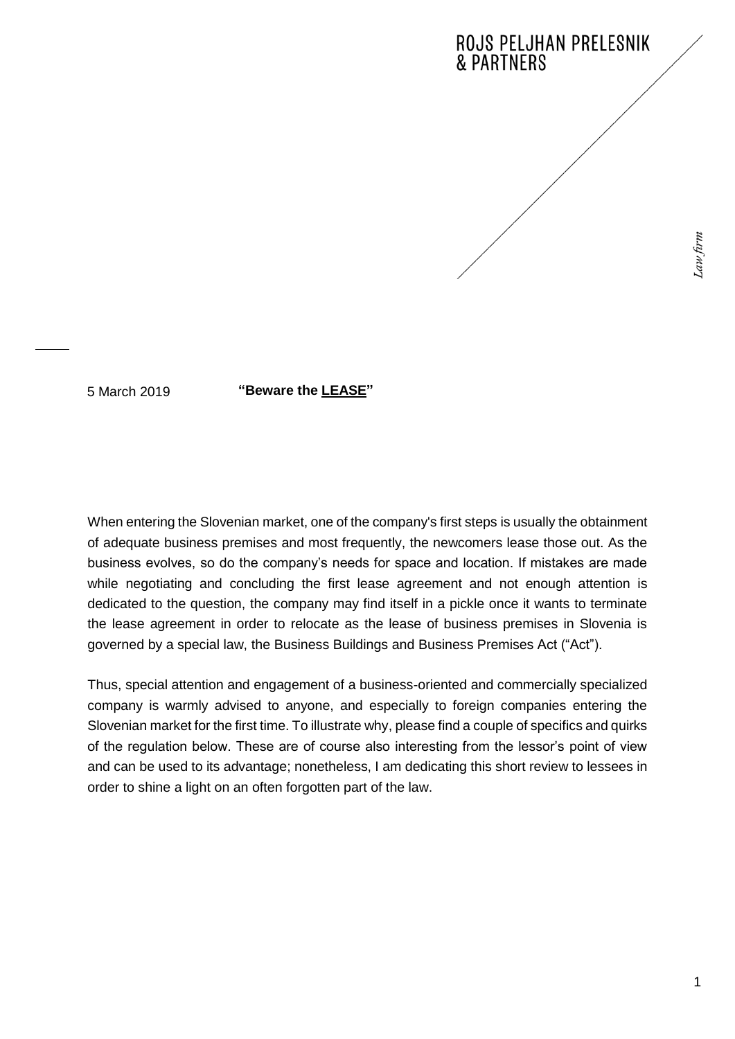ROJS PELJHAN PRELESNIK
& PARTNERS

*Law firm*

5 March 2019 **"Beware the LEASE"**

When entering the Slovenian market, one of the company's first steps is usually the obtainment of adequate business premises and most frequently, the newcomers lease those out. As the business evolves, so do the company's needs for space and location. If mistakes are made while negotiating and concluding the first lease agreement and not enough attention is dedicated to the question, the company may find itself in a pickle once it wants to terminate the lease agreement in order to relocate as the lease of business premises in Slovenia is governed by a special law, the Business Buildings and Business Premises Act ("Act").

Thus, special attention and engagement of a business-oriented and commercially specialized company is warmly advised to anyone, and especially to foreign companies entering the Slovenian market for the first time. To illustrate why, please find a couple of specifics and quirks of the regulation below. These are of course also interesting from the lessor's point of view and can be used to its advantage; nonetheless, I am dedicating this short review to lessees in order to shine a light on an often forgotten part of the law.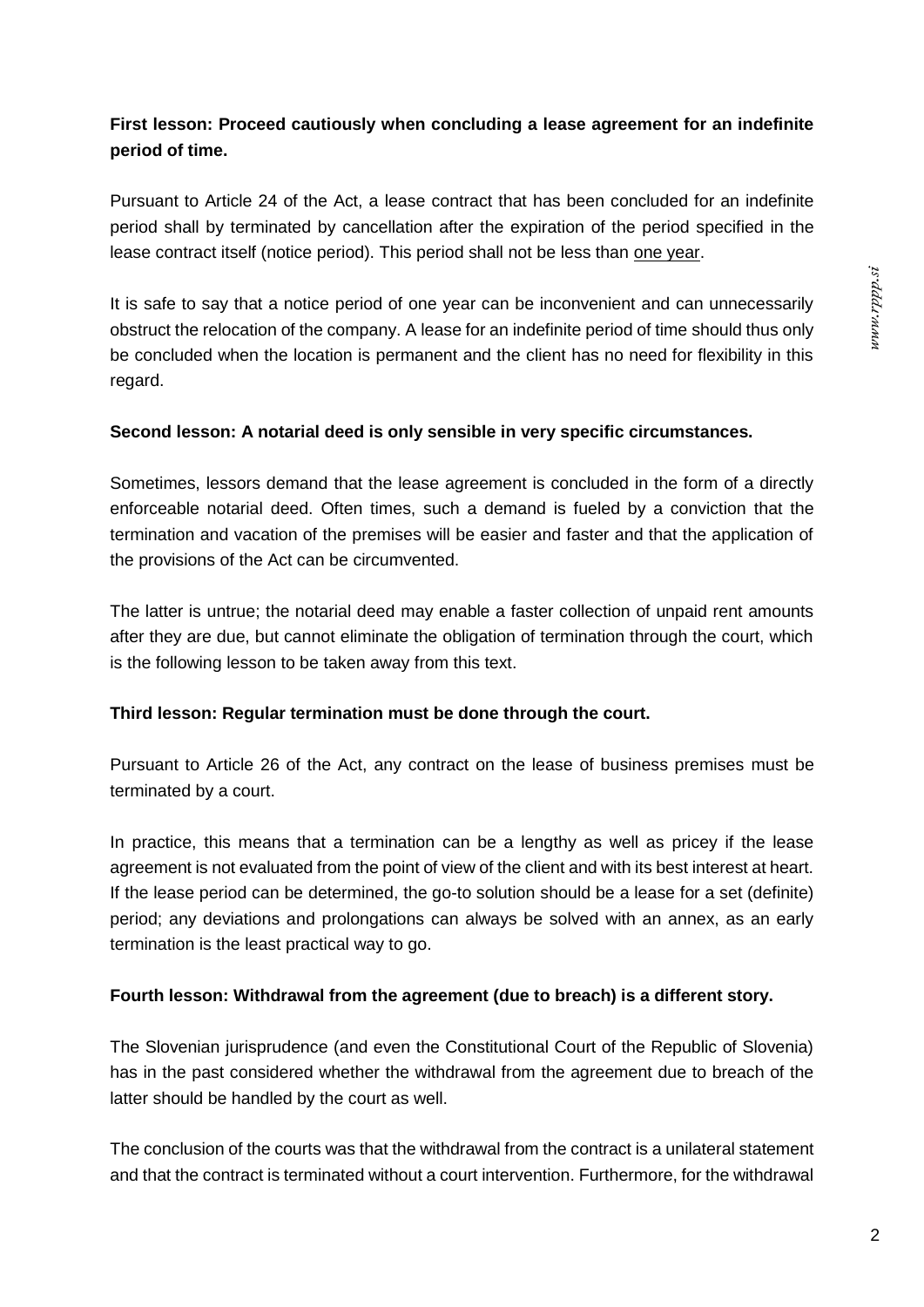**First lesson: Proceed cautiously when concluding a lease agreement for an indefinite period of time.**

Pursuant to Article 24 of the Act, a lease contract that has been concluded for an indefinite period shall by terminated by cancellation after the expiration of the period specified in the lease contract itself (notice period). This period shall not be less than <u>one year</u>.

It is safe to say that a notice period of one year can be inconvenient and can unnecessarily obstruct the relocation of the company. A lease for an indefinite period of time should thus only be concluded when the location is permanent and the client has no need for flexibility in this regard.

**Second lesson: A notarial deed is only sensible in very specific circumstances.**

Sometimes, lessors demand that the lease agreement is concluded in the form of a directly enforceable notarial deed. Often times, such a demand is fueled by a conviction that the termination and vacation of the premises will be easier and faster and that the application of the provisions of the Act can be circumvented.

The latter is untrue; the notarial deed may enable a faster collection of unpaid rent amounts after they are due, but cannot eliminate the obligation of termination through the court, which is the following lesson to be taken away from this text.

**Third lesson: Regular termination must be done through the court.**

Pursuant to Article 26 of the Act, any contract on the lease of business premises must be terminated by a court.

In practice, this means that a termination can be a lengthy as well as pricey if the lease agreement is not evaluated from the point of view of the client and with its best interest at heart. If the lease period can be determined, the go-to solution should be a lease for a set (definite) period; any deviations and prolongations can always be solved with an annex, as an early termination is the least practical way to go.

**Fourth lesson: Withdrawal from the agreement (due to breach) is a different story.**

The Slovenian jurisprudence (and even the Constitutional Court of the Republic of Slovenia) has in the past considered whether the withdrawal from the agreement due to breach of the latter should be handled by the court as well.

The conclusion of the courts was that the withdrawal from the contract is a unilateral statement and that the contract is terminated without a court intervention. Furthermore, for the withdrawal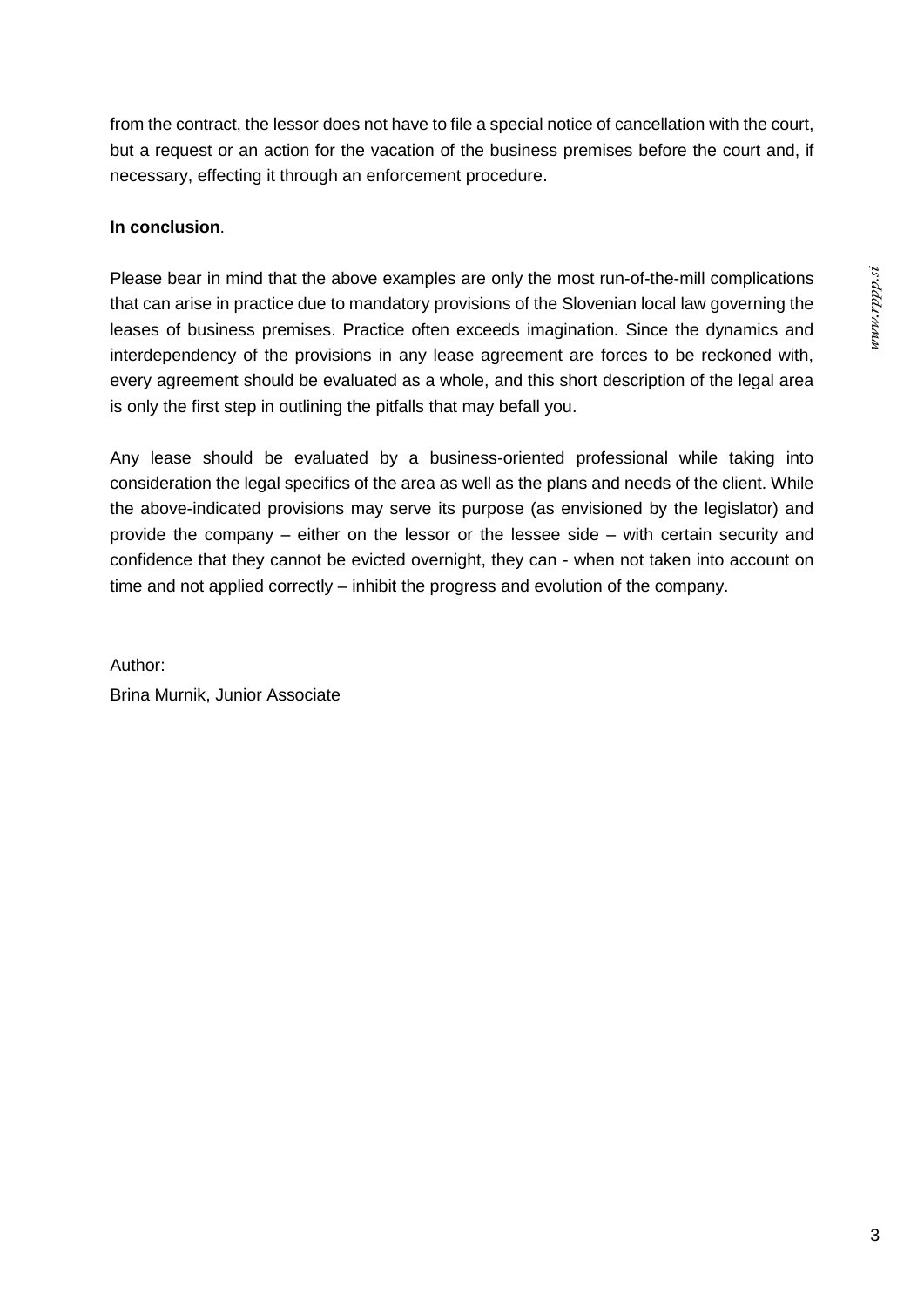from the contract, the lessor does not have to file a special notice of cancellation with the court, but a request or an action for the vacation of the business premises before the court and, if necessary, effecting it through an enforcement procedure.

**In conclusion**.

Please bear in mind that the above examples are only the most run-of-the-mill complications that can arise in practice due to mandatory provisions of the Slovenian local law governing the leases of business premises. Practice often exceeds imagination. Since the dynamics and interdependency of the provisions in any lease agreement are forces to be reckoned with, every agreement should be evaluated as a whole, and this short description of the legal area is only the first step in outlining the pitfalls that may befall you.

Any lease should be evaluated by a business-oriented professional while taking into consideration the legal specifics of the area as well as the plans and needs of the client. While the above-indicated provisions may serve its purpose (as envisioned by the legislator) and provide the company – either on the lessor or the lessee side – with certain security and confidence that they cannot be evicted overnight, they can - when not taken into account on time and not applied correctly – inhibit the progress and evolution of the company.

Author:
Brina Murnik, Junior Associate